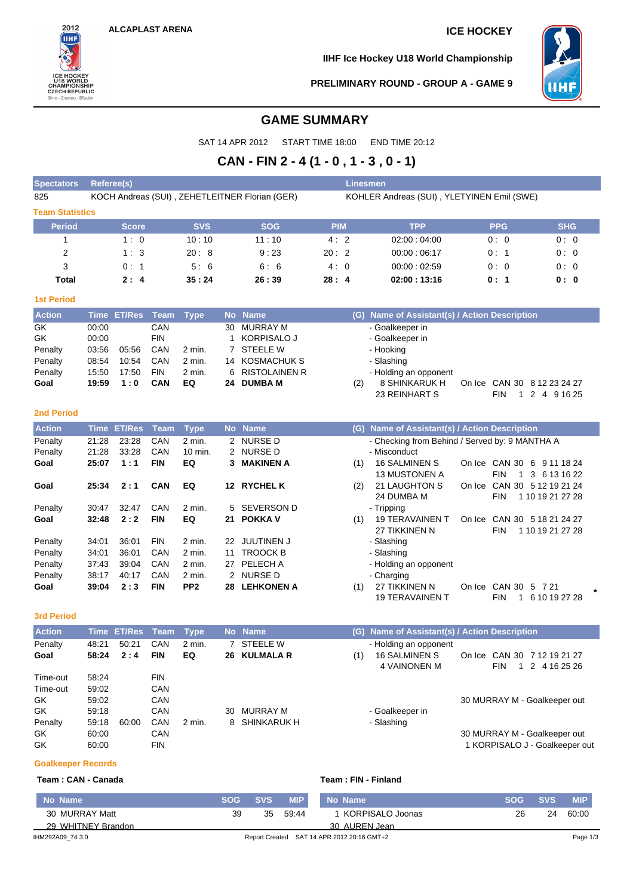ALCAPLAST ARENA

ICE HOCKEY

IIHF Ice Hockey U18 World Championship

PRELIMINARY ROUND - GROUP A - GAME 9

# GAME SUMMARY

SAT 14 APR 2012 START TIME 18:00 END TIME 20:12

## CAN - FIN 2 - 4 (1 - 0 , 1 - 3 , 0 - 1)

| Spectators | Referee(s) | Linesmen |
|---|---|---|
| 825 | KOCH Andreas (SUI) , ZEHETLEITNER Florian (GER) | KOHLER Andreas (SUI) , YLETYINEN Emil (SWE) |

### Team Statistics

| Period | Score | SVS | SOG | PIM | TPP | PPG | SHG |
|---|---|---|---|---|---|---|---|
| 1 | 1 : 0 | 10 : 10 | 11 : 10 | 4 : 2 | 02:00 : 04:00 | 0 : 0 | 0 : 0 |
| 2 | 1 : 3 | 20 : 8 | 9 : 23 | 20 : 2 | 00:00 : 06:17 | 0 : 1 | 0 : 0 |
| 3 | 0 : 1 | 5 : 6 | 6 : 6 | 4 : 0 | 00:00 : 02:59 | 0 : 0 | 0 : 0 |
| **Total** | **2 : 4** | **35 : 24** | **26 : 39** | **28 : 4** | **02:00 : 13:16** | **0 : 1** | **0 : 0** |

### 1st Period

| Action | Time | ET/Res | Team | Type | No | Name | (G) | Name of Assistant(s) / Action Description | |
|---|---|---|---|---|---|---|---|---|---|
| GK | 00:00 | | CAN | | 30 | MURRAY M | | - Goalkeeper in | |
| GK | 00:00 | | FIN | | 1 | KORPISALO J | | - Goalkeeper in | |
| Penalty | 03:56 | 05:56 | CAN | 2 min. | 7 | STEELE W | | - Hooking | |
| Penalty | 08:54 | 10:54 | CAN | 2 min. | 14 | KOSMACHUK S | | - Slashing | |
| Penalty | 15:50 | 17:50 | FIN | 2 min. | 6 | RISTOLAINEN R | | - Holding an opponent | |
| **Goal** | **19:59** | **1 : 0** | **CAN** | **EQ** | **24** | **DUMBA M** | (2) | 8 SHINKARUK H<br>23 REINHART S | On Ice CAN 30 8 12 23 24 27<br>FIN 1 2 4 9 16 25 |

### 2nd Period

| Action | Time | ET/Res | Team | Type | No | Name | (G) | Name of Assistant(s) / Action Description | |
|---|---|---|---|---|---|---|---|---|---|
| Penalty | 21:28 | 23:28 | CAN | 2 min. | 2 | NURSE D | | - Checking from Behind / Served by: 9 MANTHA A | |
| Penalty | 21:28 | 33:28 | CAN | 10 min. | 2 | NURSE D | | - Misconduct | |
| **Goal** | **25:07** | **1 : 1** | **FIN** | **EQ** | **3** | **MAKINEN A** | (1) | 16 SALMINEN S<br>13 MUSTONEN A | On Ice CAN 30 6 9 11 18 24<br>FIN 1 3 6 13 16 22 |
| **Goal** | **25:34** | **2 : 1** | **CAN** | **EQ** | **12** | **RYCHEL K** | (2) | 21 LAUGHTON S<br>24 DUMBA M | On Ice CAN 30 5 12 19 21 24<br>FIN 1 10 19 21 27 28 |
| Penalty | 30:47 | 32:47 | CAN | 2 min. | 5 | SEVERSON D | | - Tripping | |
| **Goal** | **32:48** | **2 : 2** | **FIN** | **EQ** | **21** | **POKKA V** | (1) | 19 TERAVAINEN T<br>27 TIKKINEN N | On Ice CAN 30 5 18 21 24 27<br>FIN 1 10 19 21 27 28 |
| Penalty | 34:01 | 36:01 | FIN | 2 min. | 22 | JUUTINEN J | | - Slashing | |
| Penalty | 34:01 | 36:01 | CAN | 2 min. | 11 | TROOCK B | | - Slashing | |
| Penalty | 37:43 | 39:04 | CAN | 2 min. | 27 | PELECH A | | - Holding an opponent | |
| Penalty | 38:17 | 40:17 | CAN | 2 min. | 2 | NURSE D | | - Charging | |
| **Goal** | **39:04** | **2 : 3** | **FIN** | **PP2** | **28** | **LEHKONEN A** | (1) | 27 TIKKINEN N<br>19 TERAVAINEN T | On Ice CAN 30 5 7 21<br>FIN 1 6 10 19 27 28 * |

### 3rd Period

| Action | Time | ET/Res | Team | Type | No | Name | (G) | Name of Assistant(s) / Action Description | |
|---|---|---|---|---|---|---|---|---|---|
| Penalty | 48:21 | 50:21 | CAN | 2 min. | 7 | STEELE W | | - Holding an opponent | |
| **Goal** | **58:24** | **2 : 4** | **FIN** | **EQ** | **26** | **KULMALA R** | (1) | 16 SALMINEN S<br>4 VAINONEN M | On Ice CAN 30 7 12 19 21 27<br>FIN 1 2 4 16 25 26 |
| Time-out | 58:24 | | FIN | | | | | | |
| Time-out | 59:02 | | CAN | | | | | | |
| GK | 59:02 | | CAN | | | | | | 30 MURRAY M - Goalkeeper out |
| GK | 59:18 | | CAN | | 30 | MURRAY M | | - Goalkeeper in | |
| Penalty | 59:18 | 60:00 | CAN | 2 min. | 8 | SHINKARUK H | | - Slashing | |
| GK | 60:00 | | CAN | | | | | | 30 MURRAY M - Goalkeeper out |
| GK | 60:00 | | FIN | | | | | | 1 KORPISALO J - Goalkeeper out |

### Goalkeeper Records

**Team : CAN - Canada**

| No | Name | SOG | SVS | MIP |
|---|---|---|---|---|
| 30 | MURRAY Matt | 39 | 35 | 59:44 |
| 29 | WHITNEY Brandon | | | |

**Team : FIN - Finland**

| No | Name | SOG | SVS | MIP |
|---|---|---|---|---|
| 1 | KORPISALO Joonas | 26 | 24 | 60:00 |
| 30 | AUREN Jean | | | |

IHM292A09_74 3.0 Report Created SAT 14 APR 2012 20:16 GMT+2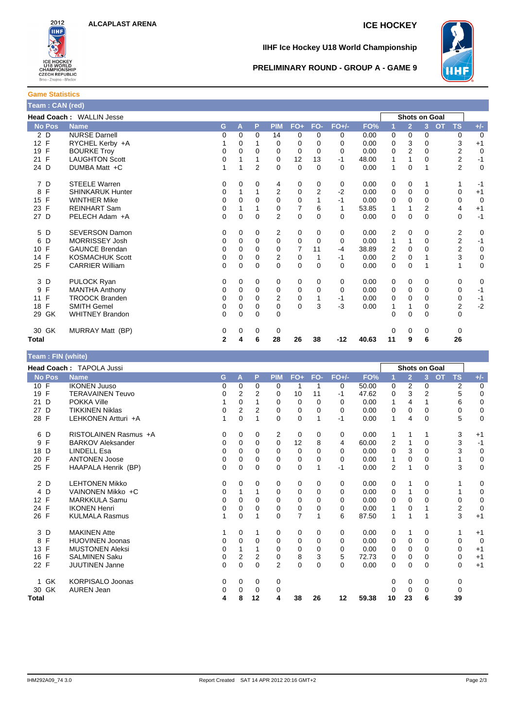ALCAPLAST ARENA

ICE HOCKEY

IIHF Ice Hockey U18 World Championship

PRELIMINARY ROUND - GROUP A - GAME 9

**Game Statistics**

## Team : CAN (red)

**Head Coach :** WALLIN Jesse

| No | Pos | Name | G | A | P | PIM | FO+ | FO- | FO+/- | FO% | Shots on Goal 1 | 2 | 3 | OT | TS | +/- |
|---|---|---|---|---|---|---|---|---|---|---|---|---|---|---|---|---|
| 2 | D | NURSE Darnell | 0 | 0 | 0 | 14 | 0 | 0 | 0 | 0.00 | 0 | 0 | 0 | | 0 | 0 |
| 12 | F | RYCHEL Kerby +A | 1 | 0 | 1 | 0 | 0 | 0 | 0 | 0.00 | 0 | 3 | 0 | | 3 | +1 |
| 19 | F | BOURKE Troy | 0 | 0 | 0 | 0 | 0 | 0 | 0 | 0.00 | 0 | 2 | 0 | | 2 | 0 |
| 21 | F | LAUGHTON Scott | 0 | 1 | 1 | 0 | 12 | 13 | -1 | 48.00 | 1 | 1 | 0 | | 2 | -1 |
| 24 | D | DUMBA Matt +C | 1 | 1 | 2 | 0 | 0 | 0 | 0 | 0.00 | 1 | 0 | 1 | | 2 | 0 |
| 7 | D | STEELE Warren | 0 | 0 | 0 | 4 | 0 | 0 | 0 | 0.00 | 0 | 0 | 1 | | 1 | -1 |
| 8 | F | SHINKARUK Hunter | 0 | 1 | 1 | 2 | 0 | 2 | -2 | 0.00 | 0 | 0 | 0 | | 0 | +1 |
| 15 | F | WINTHER Mike | 0 | 0 | 0 | 0 | 0 | 1 | -1 | 0.00 | 0 | 0 | 0 | | 0 | 0 |
| 23 | F | REINHART Sam | 0 | 1 | 1 | 0 | 7 | 6 | 1 | 53.85 | 1 | 1 | 2 | | 4 | +1 |
| 27 | D | PELECH Adam +A | 0 | 0 | 0 | 2 | 0 | 0 | 0 | 0.00 | 0 | 0 | 0 | | 0 | -1 |
| 5 | D | SEVERSON Damon | 0 | 0 | 0 | 2 | 0 | 0 | 0 | 0.00 | 2 | 0 | 0 | | 2 | 0 |
| 6 | D | MORRISSEY Josh | 0 | 0 | 0 | 0 | 0 | 0 | 0 | 0.00 | 1 | 1 | 0 | | 2 | -1 |
| 10 | F | GAUNCE Brendan | 0 | 0 | 0 | 0 | 7 | 11 | -4 | 38.89 | 2 | 0 | 0 | | 2 | 0 |
| 14 | F | KOSMACHUK Scott | 0 | 0 | 0 | 2 | 0 | 1 | -1 | 0.00 | 2 | 0 | 1 | | 3 | 0 |
| 25 | F | CARRIER William | 0 | 0 | 0 | 0 | 0 | 0 | 0 | 0.00 | 0 | 0 | 1 | | 1 | 0 |
| 3 | D | PULOCK Ryan | 0 | 0 | 0 | 0 | 0 | 0 | 0 | 0.00 | 0 | 0 | 0 | | 0 | 0 |
| 9 | F | MANTHA Anthony | 0 | 0 | 0 | 0 | 0 | 0 | 0 | 0.00 | 0 | 0 | 0 | | 0 | -1 |
| 11 | F | TROOCK Branden | 0 | 0 | 0 | 2 | 0 | 1 | -1 | 0.00 | 0 | 0 | 0 | | 0 | -1 |
| 18 | F | SMITH Gemel | 0 | 0 | 0 | 0 | 0 | 3 | -3 | 0.00 | 1 | 1 | 0 | | 2 | -2 |
| 29 | GK | WHITNEY Brandon | 0 | 0 | 0 | 0 | | | | | 0 | 0 | 0 | | 0 | |
| 30 | GK | MURRAY Matt (BP) | 0 | 0 | 0 | 0 | | | | | 0 | 0 | 0 | | 0 | |
| **Total** | | | **2** | **4** | **6** | **28** | **26** | **38** | **-12** | **40.63** | **11** | **9** | **6** | | **26** | |

## Team : FIN (white)

**Head Coach :** TAPOLA Jussi

| No | Pos | Name | G | A | P | PIM | FO+ | FO- | FO+/- | FO% | Shots on Goal 1 | 2 | 3 | OT | TS | +/- |
|---|---|---|---|---|---|---|---|---|---|---|---|---|---|---|---|---|
| 10 | F | IKONEN Juuso | 0 | 0 | 0 | 0 | 1 | 1 | 0 | 50.00 | 0 | 2 | 0 | | 2 | 0 |
| 19 | F | TERAVAINEN Teuvo | 0 | 2 | 2 | 0 | 10 | 11 | -1 | 47.62 | 0 | 3 | 2 | | 5 | 0 |
| 21 | D | POKKA Ville | 1 | 0 | 1 | 0 | 0 | 0 | 0 | 0.00 | 1 | 4 | 1 | | 6 | 0 |
| 27 | D | TIKKINEN Niklas | 0 | 2 | 2 | 0 | 0 | 0 | 0 | 0.00 | 0 | 0 | 0 | | 0 | 0 |
| 28 | F | LEHKONEN Artturi +A | 1 | 0 | 1 | 0 | 0 | 1 | -1 | 0.00 | 1 | 4 | 0 | | 5 | 0 |
| 6 | D | RISTOLAINEN Rasmus +A | 0 | 0 | 0 | 2 | 0 | 0 | 0 | 0.00 | 1 | 1 | 1 | | 3 | +1 |
| 9 | F | BARKOV Aleksander | 0 | 0 | 0 | 0 | 12 | 8 | 4 | 60.00 | 2 | 1 | 0 | | 3 | -1 |
| 18 | D | LINDELL Esa | 0 | 0 | 0 | 0 | 0 | 0 | 0 | 0.00 | 0 | 3 | 0 | | 3 | 0 |
| 20 | F | ANTONEN Joose | 0 | 0 | 0 | 0 | 0 | 0 | 0 | 0.00 | 1 | 0 | 0 | | 1 | 0 |
| 25 | F | HAAPALA Henrik (BP) | 0 | 0 | 0 | 0 | 0 | 1 | -1 | 0.00 | 2 | 1 | 0 | | 3 | 0 |
| 2 | D | LEHTONEN Mikko | 0 | 0 | 0 | 0 | 0 | 0 | 0 | 0.00 | 0 | 1 | 0 | | 1 | 0 |
| 4 | D | VAINONEN Mikko +C | 0 | 1 | 1 | 0 | 0 | 0 | 0 | 0.00 | 0 | 1 | 0 | | 1 | 0 |
| 12 | F | MARKKULA Samu | 0 | 0 | 0 | 0 | 0 | 0 | 0 | 0.00 | 0 | 0 | 0 | | 0 | 0 |
| 24 | F | IKONEN Henri | 0 | 0 | 0 | 0 | 0 | 0 | 0 | 0.00 | 1 | 0 | 1 | | 2 | 0 |
| 26 | F | KULMALA Rasmus | 1 | 0 | 1 | 0 | 7 | 1 | 6 | 87.50 | 1 | 1 | 1 | | 3 | +1 |
| 3 | D | MAKINEN Atte | 1 | 0 | 1 | 0 | 0 | 0 | 0 | 0.00 | 0 | 1 | 0 | | 1 | +1 |
| 8 | F | HUOVINEN Joonas | 0 | 0 | 0 | 0 | 0 | 0 | 0 | 0.00 | 0 | 0 | 0 | | 0 | 0 |
| 13 | F | MUSTONEN Aleksi | 0 | 1 | 1 | 0 | 0 | 0 | 0 | 0.00 | 0 | 0 | 0 | | 0 | +1 |
| 16 | F | SALMINEN Saku | 0 | 2 | 2 | 0 | 8 | 3 | 5 | 72.73 | 0 | 0 | 0 | | 0 | +1 |
| 22 | F | JUUTINEN Janne | 0 | 0 | 0 | 2 | 0 | 0 | 0 | 0.00 | 0 | 0 | 0 | | 0 | +1 |
| 1 | GK | KORPISALO Joonas | 0 | 0 | 0 | 0 | | | | | 0 | 0 | 0 | | 0 | |
| 30 | GK | AUREN Jean | 0 | 0 | 0 | 0 | | | | | 0 | 0 | 0 | | 0 | |
| **Total** | | | **4** | **8** | **12** | **4** | **38** | **26** | **12** | **59.38** | **10** | **23** | **6** | | **39** | |

IHM292A09_74 3.0 Report Created SAT 14 APR 2012 20:16 GMT+2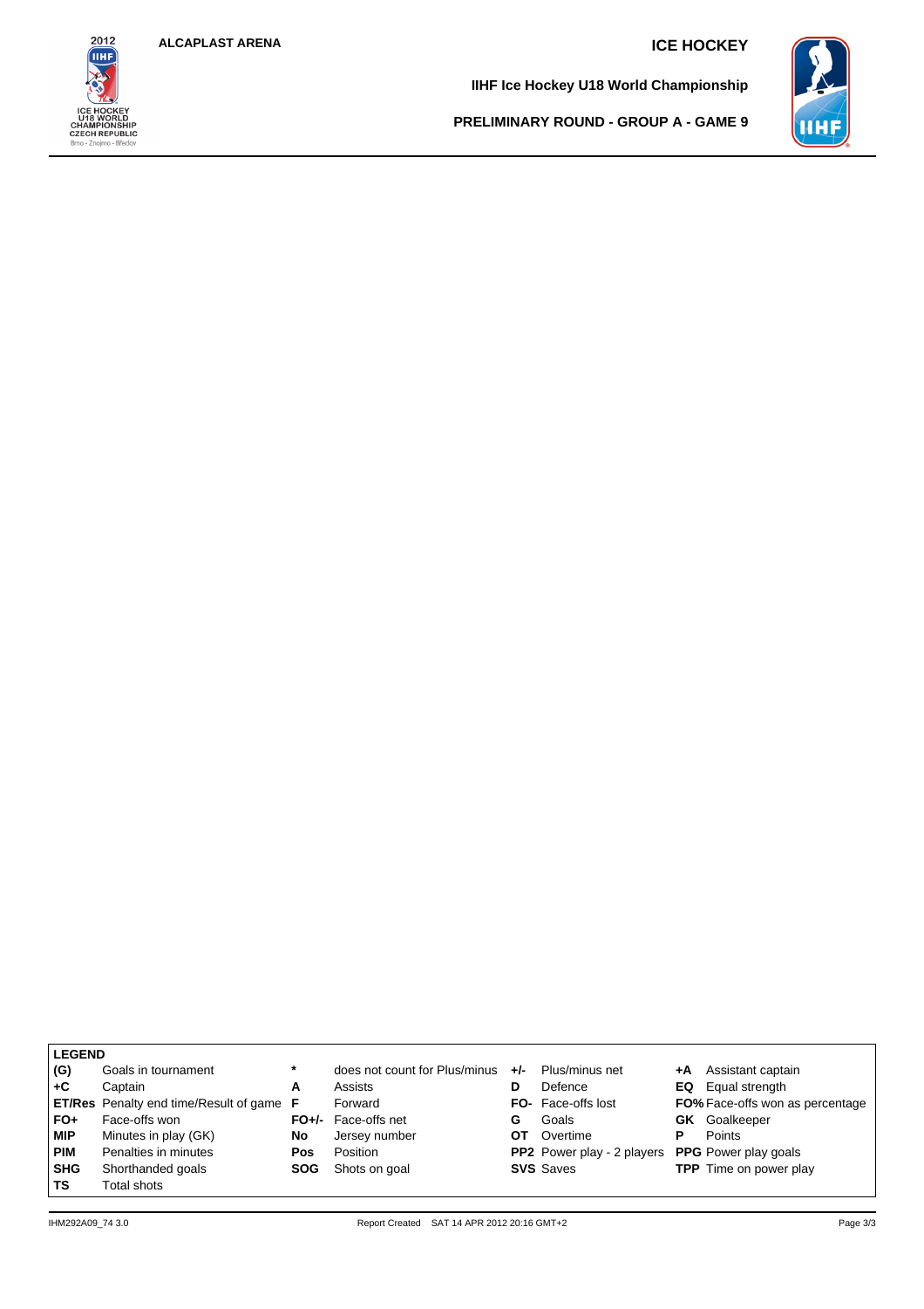ALCAPLAST ARENA

ICE HOCKEY

IIHF Ice Hockey U18 World Championship

PRELIMINARY ROUND - GROUP A - GAME 9

| LEGEND | | | | | | | |
|---|---|---|---|---|---|---|---|
| **(G)** | Goals in tournament | ***** | does not count for Plus/minus | **+/-** | Plus/minus net | **+A** | Assistant captain |
| **+C** | Captain | **A** | Assists | **D** | Defence | **EQ** | Equal strength |
| **ET/Res** | Penalty end time/Result of game | **F** | Forward | **FO-** | Face-offs lost | **FO%** | Face-offs won as percentage |
| **FO+** | Face-offs won | **FO+/-** | Face-offs net | **G** | Goals | **GK** | Goalkeeper |
| **MIP** | Minutes in play (GK) | **No** | Jersey number | **OT** | Overtime | **P** | Points |
| **PIM** | Penalties in minutes | **Pos** | Position | **PP2** | Power play - 2 players | **PPG** | Power play goals |
| **SHG** | Shorthanded goals | **SOG** | Shots on goal | **SVS** | Saves | **TPP** | Time on power play |
| **TS** | Total shots | | | | | | |

IHM292A09_74 3.0

Report Created SAT 14 APR 2012 20:16 GMT+2